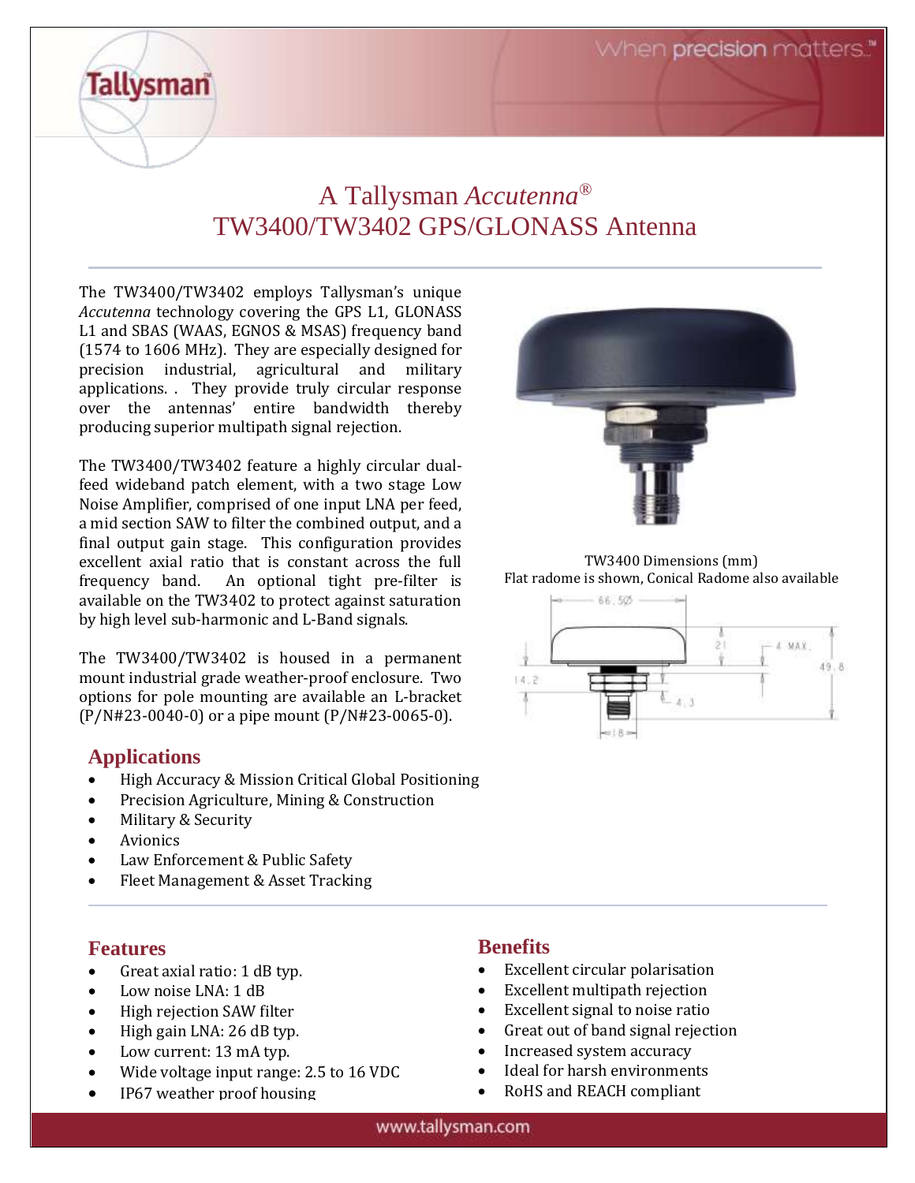# A Tallysman *Accutenna*®
# TW3400/TW3402 GPS/GLONASS Antenna

The TW3400/TW3402 employs Tallysman's unique *Accutenna* technology covering the GPS L1, GLONASS L1 and SBAS (WAAS, EGNOS & MSAS) frequency band (1574 to 1606 MHz). They are especially designed for precision industrial, agricultural and military applications. . They provide truly circular response over the antennas' entire bandwidth thereby producing superior multipath signal rejection.

The TW3400/TW3402 feature a highly circular dual-feed wideband patch element, with a two stage Low Noise Amplifier, comprised of one input LNA per feed, a mid section SAW to filter the combined output, and a final output gain stage. This configuration provides excellent axial ratio that is constant across the full frequency band. An optional tight pre-filter is available on the TW3402 to protect against saturation by high level sub-harmonic and L-Band signals.

The TW3400/TW3402 is housed in a permanent mount industrial grade weather-proof enclosure. Two options for pole mounting are available an L-bracket (P/N#23-0040-0) or a pipe mount (P/N#23-0065-0).

TW3400 Dimensions (mm)
Flat radome is shown, Conical Radome also available

## Applications

- High Accuracy & Mission Critical Global Positioning
- Precision Agriculture, Mining & Construction
- Military & Security
- Avionics
- Law Enforcement & Public Safety
- Fleet Management & Asset Tracking

## Features

- Great axial ratio: 1 dB typ.
- Low noise LNA: 1 dB
- High rejection SAW filter
- High gain LNA: 26 dB typ.
- Low current: 13 mA typ.
- Wide voltage input range: 2.5 to 16 VDC
- IP67 weather proof housing

## Benefits

- Excellent circular polarisation
- Excellent multipath rejection
- Excellent signal to noise ratio
- Great out of band signal rejection
- Increased system accuracy
- Ideal for harsh environments
- RoHS and REACH compliant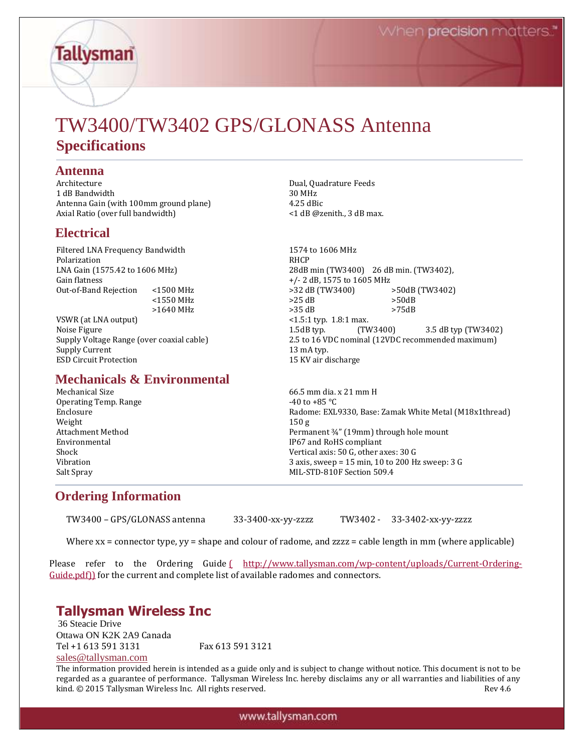# TW3400/TW3402 GPS/GLONASS Antenna

## Specifications

### Antenna

| | |
|---|---|
| Architecture | Dual, Quadrature Feeds |
| 1 dB Bandwidth | 30 MHz |
| Antenna Gain (with 100mm ground plane) | 4.25 dBic |
| Axial Ratio (over full bandwidth) | <1 dB @zenith., 3 dB max. |

### Electrical

| | | | |
|---|---|---|---|
| Filtered LNA Frequency Bandwidth | | 1574 to 1606 MHz | |
| Polarization | | RHCP | |
| LNA Gain (1575.42 to 1606 MHz) | | 28dB min (TW3400) 26 dB min. (TW3402), | |
| Gain flatness | | +/- 2 dB, 1575 to 1605 MHz | |
| Out-of-Band Rejection | <1500 MHz | >32 dB (TW3400) | >50dB (TW3402) |
| | <1550 MHz | >25 dB | >50dB |
| | >1640 MHz | >35 dB | >75dB |
| VSWR (at LNA output) | | <1.5:1 typ. 1.8:1 max. | |
| Noise Figure | | 1.5dB typ. (TW3400) | 3.5 dB typ (TW3402) |
| Supply Voltage Range (over coaxial cable) | | 2.5 to 16 VDC nominal (12VDC recommended maximum) | |
| Supply Current | | 13 mA typ. | |
| ESD Circuit Protection | | 15 KV air discharge | |

### Mechanicals & Environmental

| | |
|---|---|
| Mechanical Size | 66.5 mm dia. x 21 mm H |
| Operating Temp. Range | -40 to +85 °C |
| Enclosure | Radome: EXL9330, Base: Zamak White Metal (M18x1thread) |
| Weight | 150 g |
| Attachment Method | Permanent ¾" (19mm) through hole mount |
| Environmental | IP67 and RoHS compliant |
| Shock | Vertical axis: 50 G, other axes: 30 G |
| Vibration | 3 axis, sweep = 15 min, 10 to 200 Hz sweep: 3 G |
| Salt Spray | MIL-STD-810F Section 509.4 |

### Ordering Information

TW3400 – GPS/GLONASS antenna 33-3400-xx-yy-zzzz TW3402 - 33-3402-xx-yy-zzzz

Where xx = connector type, yy = shape and colour of radome, and zzzz = cable length in mm (where applicable)

Please refer to the Ordering Guide ( http://www.tallysman.com/wp-content/uploads/Current-Ordering-Guide.pdf)) for the current and complete list of available radomes and connectors.

## Tallysman Wireless Inc

36 Steacie Drive
Ottawa ON K2K 2A9 Canada
Tel +1 613 591 3131 Fax 613 591 3121
sales@tallysman.com

The information provided herein is intended as a guide only and is subject to change without notice. This document is not to be regarded as a guarantee of performance. Tallysman Wireless Inc. hereby disclaims any or all warranties and liabilities of any kind. © 2015 Tallysman Wireless Inc. All rights reserved. Rev 4.6